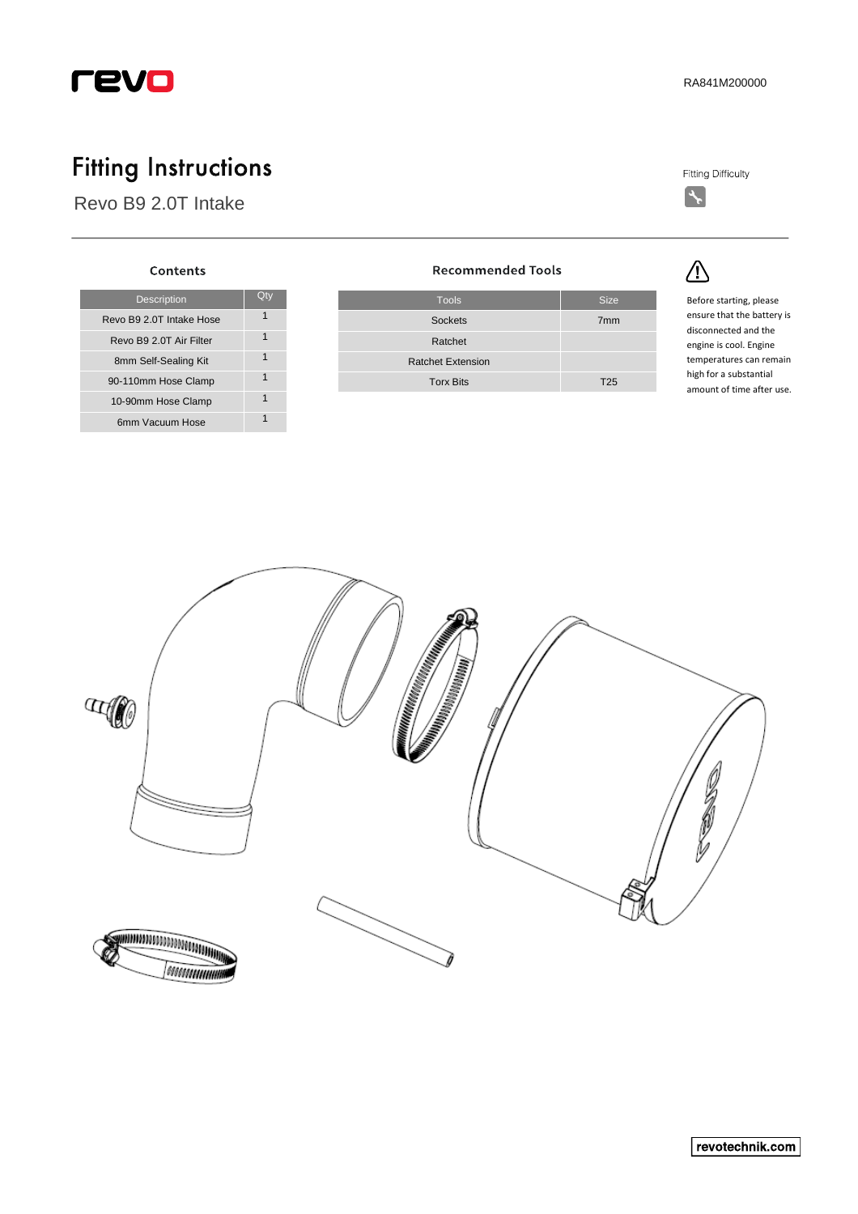revo

RA841M200000

# Fitting Instructions

## Revo B9 2.0T Intake

Fitting Difficulty

### Contents

| Description | Qty |
|---|---|
| Revo B9 2.0T Intake Hose | 1 |
| Revo B9 2.0T Air Filter | 1 |
| 8mm Self-Sealing Kit | 1 |
| 90-110mm Hose Clamp | 1 |
| 10-90mm Hose Clamp | 1 |
| 6mm Vacuum Hose | 1 |

### Recommended Tools

| Tools | Size |
|---|---|
| Sockets | 7mm |
| Ratchet | |
| Ratchet Extension | |
| Torx Bits | T25 |

⚠

Before starting, please ensure that the battery is disconnected and the engine is cool. Engine temperatures can remain high for a substantial amount of time after use.

revotechnik.com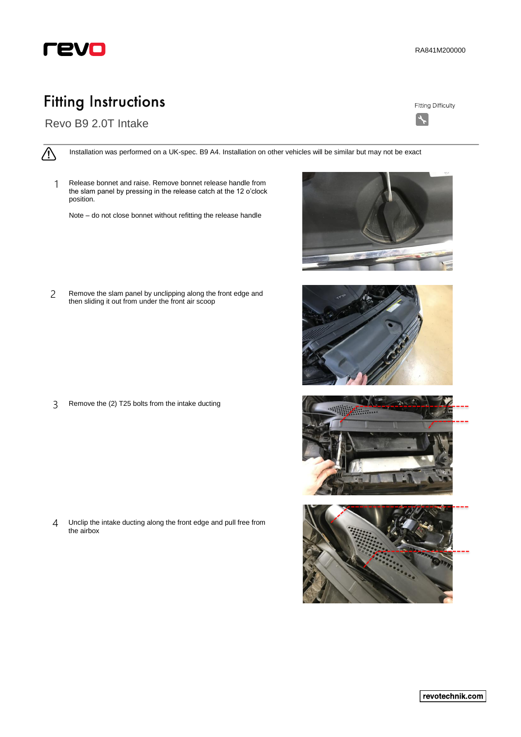RA841M200000

# Fitting Instructions

## Revo B9 2.0T Intake

Fitting Difficulty

Installation was performed on a UK-spec. B9 A4. Installation on other vehicles will be similar but may not be exact

1. Release bonnet and raise. Remove bonnet release handle from the slam panel by pressing in the release catch at the 12 o'clock position.

   Note – do not close bonnet without refitting the release handle

2. Remove the slam panel by unclipping along the front edge and then sliding it out from under the front air scoop

3. Remove the (2) T25 bolts from the intake ducting

4. Unclip the intake ducting along the front edge and pull free from the airbox

revotechnik.com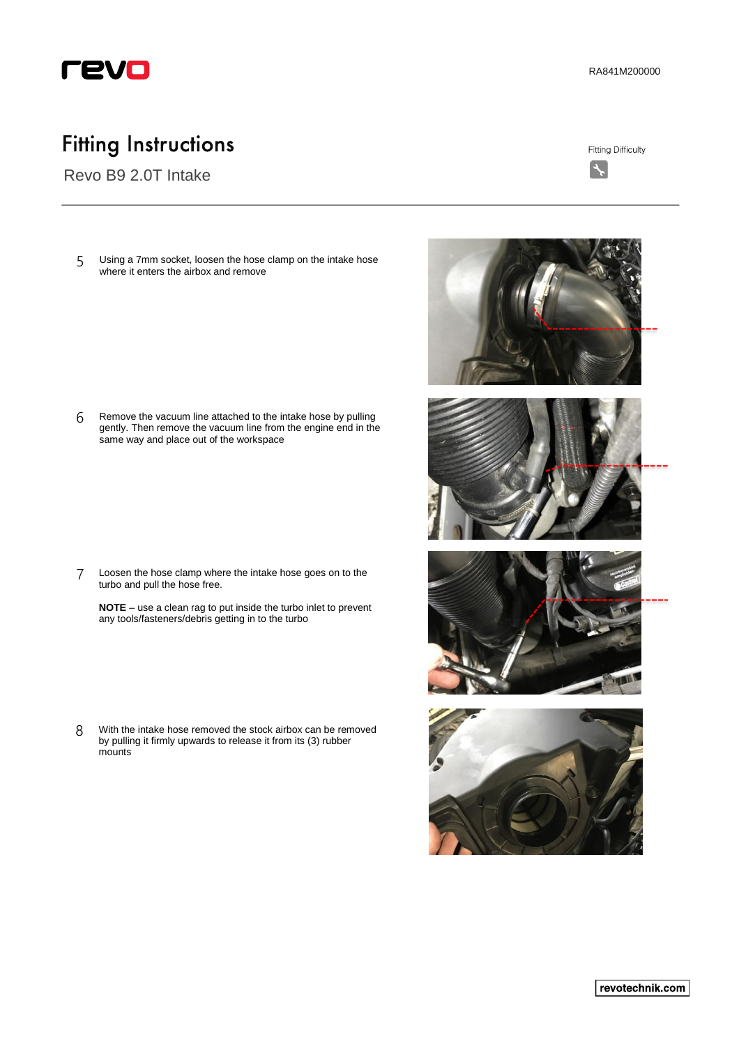# Fitting Instructions

Revo B9 2.0T Intake

5. Using a 7mm socket, loosen the hose clamp on the intake hose where it enters the airbox and remove

6. Remove the vacuum line attached to the intake hose by pulling gently. Then remove the vacuum line from the engine end in the same way and place out of the workspace

7. Loosen the hose clamp where the intake hose goes on to the turbo and pull the hose free.

   **NOTE** – use a clean rag to put inside the turbo inlet to prevent any tools/fasteners/debris getting in to the turbo

8. With the intake hose removed the stock airbox can be removed by pulling it firmly upwards to release it from its (3) rubber mounts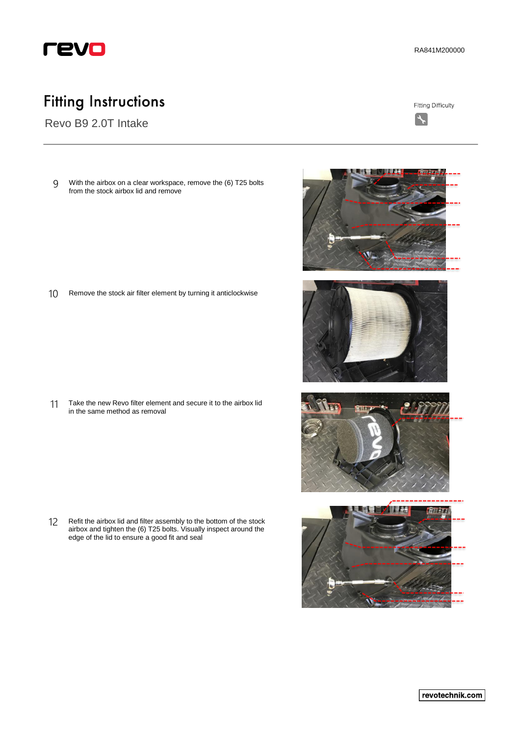# Fitting Instructions

## Revo B9 2.0T Intake

RA841M200000

Fitting Difficulty

9. With the airbox on a clear workspace, remove the (6) T25 bolts from the stock airbox lid and remove

10. Remove the stock air filter element by turning it anticlockwise

11. Take the new Revo filter element and secure it to the airbox lid in the same method as removal

12. Refit the airbox lid and filter assembly to the bottom of the stock airbox and tighten the (6) T25 bolts. Visually inspect around the edge of the lid to ensure a good fit and seal

revotechnik.com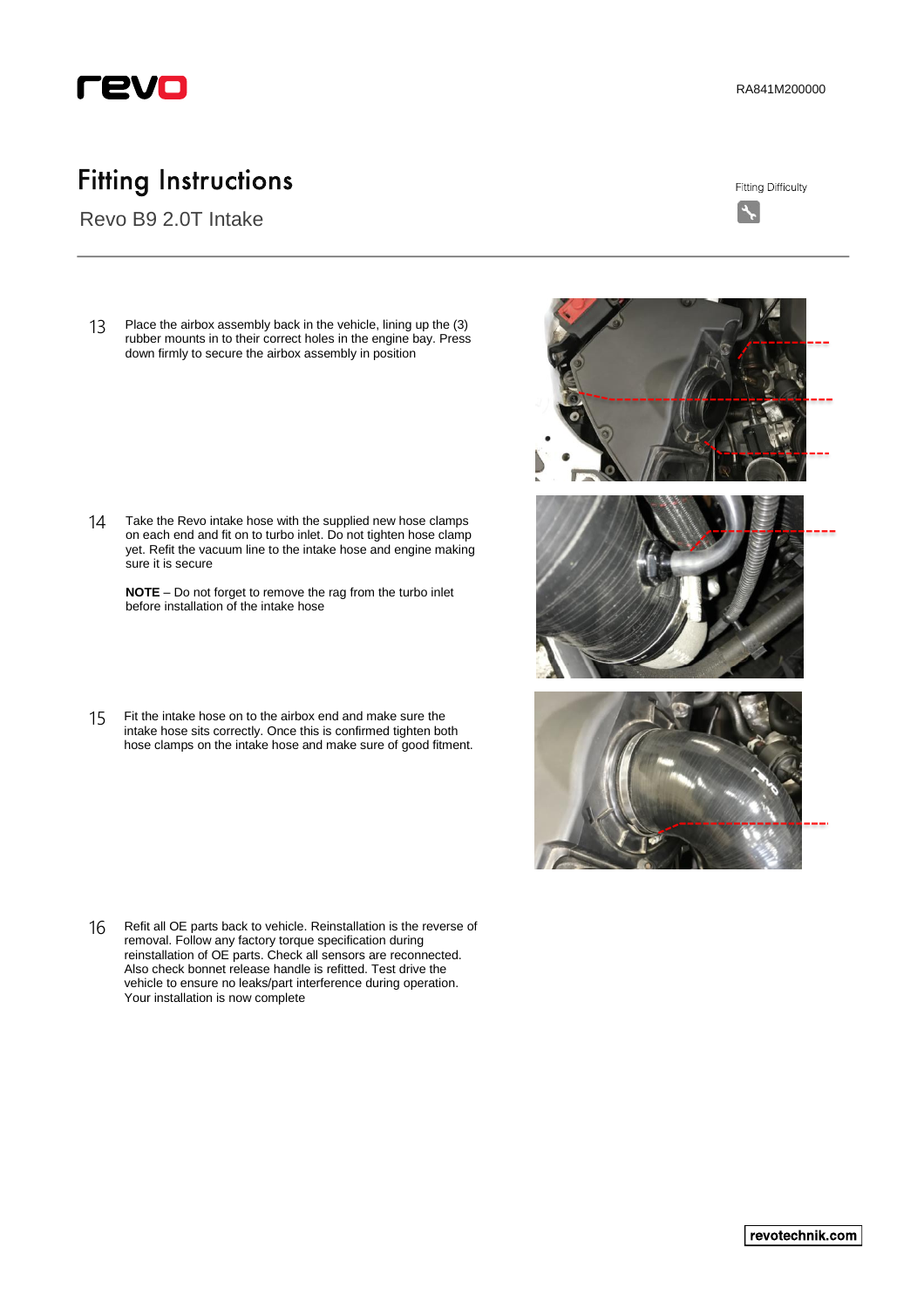# Fitting Instructions

## Revo B9 2.0T Intake

RA841M200000

Fitting Difficulty

13 Place the airbox assembly back in the vehicle, lining up the (3) rubber mounts in to their correct holes in the engine bay. Press down firmly to secure the airbox assembly in position

14 Take the Revo intake hose with the supplied new hose clamps on each end and fit on to turbo inlet. Do not tighten hose clamp yet. Refit the vacuum line to the intake hose and engine making sure it is secure

**NOTE** – Do not forget to remove the rag from the turbo inlet before installation of the intake hose

15 Fit the intake hose on to the airbox end and make sure the intake hose sits correctly. Once this is confirmed tighten both hose clamps on the intake hose and make sure of good fitment.

16 Refit all OE parts back to vehicle. Reinstallation is the reverse of removal. Follow any factory torque specification during reinstallation of OE parts. Check all sensors are reconnected. Also check bonnet release handle is refitted. Test drive the vehicle to ensure no leaks/part interference during operation. Your installation is now complete

revotechnik.com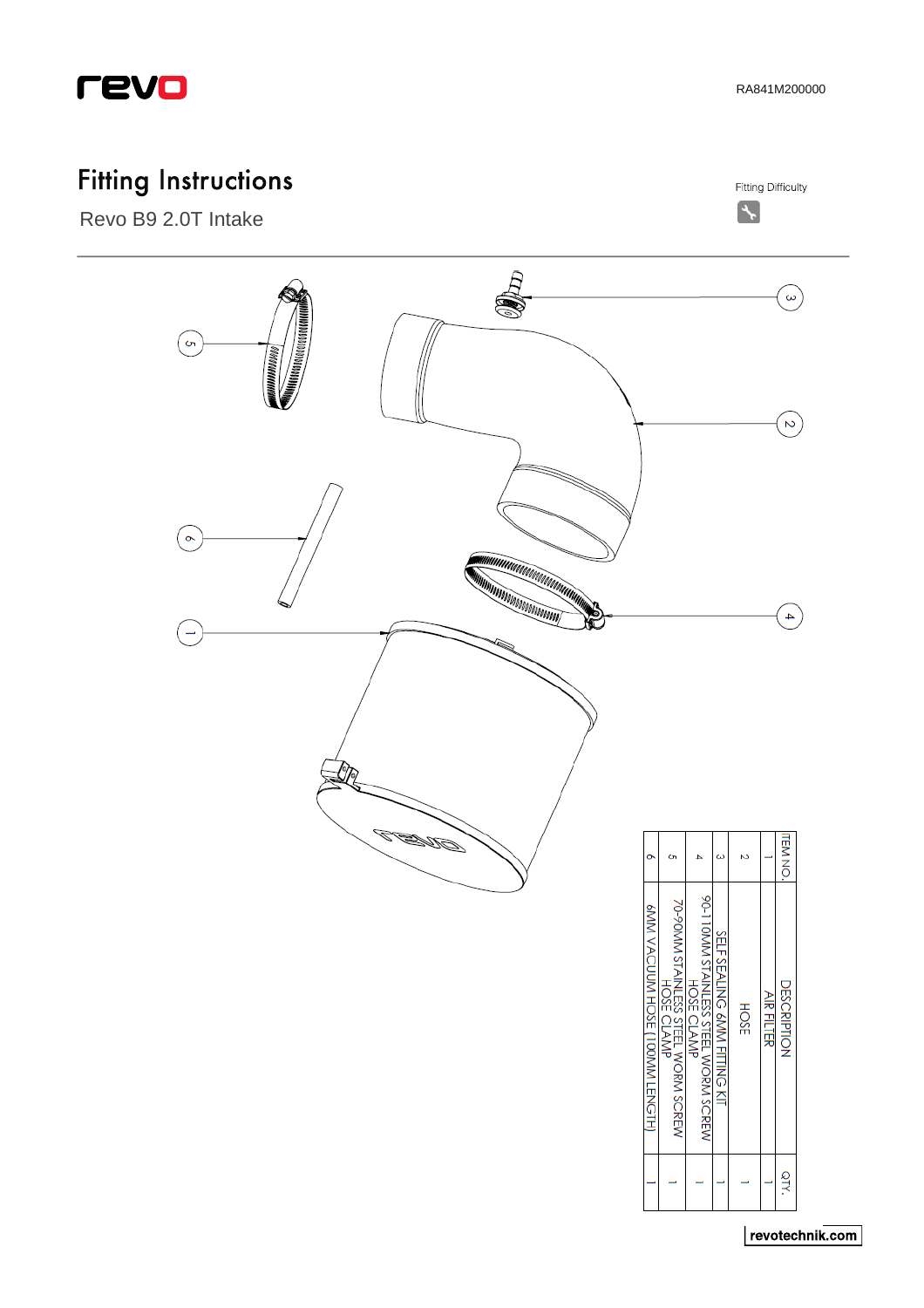RA841M200000

# Fitting Instructions

Revo B9 2.0T Intake

Fitting Difficulty

| ITEM NO. | DESCRIPTION | QTY. |
| --- | --- | --- |
| 1 | AIR FILTER | 1 |
| 2 | HOSE | 1 |
| 3 | SELF SEALING 6MM FITTING KIT | 1 |
| 4 | 90-110MM STAINLESS STEEL WORM SCREW HOSE CLAMP | 1 |
| 5 | 70-90MM STAINLESS STEEL WORM SCREW HOSE CLAMP | 1 |
| 6 | 6MM VACUUM HOSE (100MM LENGTH) | 1 |

revotechnik.com